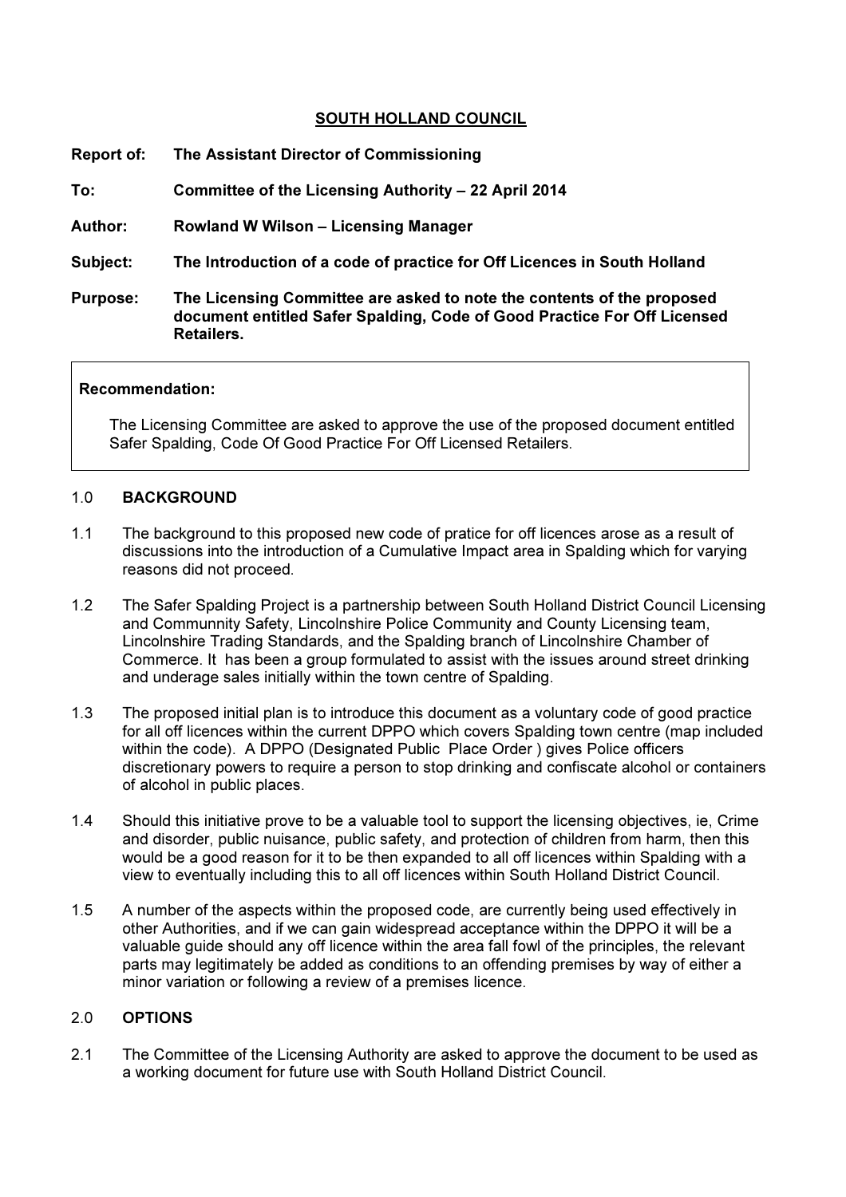# SOUTH HOLLAND COUNCIL

**Report of:** **The Assistant Director of Commissioning**

**To:** **Committee of the Licensing Authority – 22 April 2014**

**Author:** **Rowland W Wilson – Licensing Manager**

**Subject:** **The Introduction of a code of practice for Off Licences in South Holland**

**Purpose:** **The Licensing Committee are asked to note the contents of the proposed document entitled Safer Spalding, Code of Good Practice For Off Licensed Retailers.**

> **Recommendation:**
>
> The Licensing Committee are asked to approve the use of the proposed document entitled Safer Spalding, Code Of Good Practice For Off Licensed Retailers.

## 1.0 BACKGROUND

1.1 The background to this proposed new code of pratice for off licences arose as a result of discussions into the introduction of a Cumulative Impact area in Spalding which for varying reasons did not proceed.

1.2 The Safer Spalding Project is a partnership between South Holland District Council Licensing and Communnity Safety, Lincolnshire Police Community and County Licensing team, Lincolnshire Trading Standards, and the Spalding branch of Lincolnshire Chamber of Commerce. It has been a group formulated to assist with the issues around street drinking and underage sales initially within the town centre of Spalding.

1.3 The proposed initial plan is to introduce this document as a voluntary code of good practice for all off licences within the current DPPO which covers Spalding town centre (map included within the code). A DPPO (Designated Public Place Order ) gives Police officers discretionary powers to require a person to stop drinking and confiscate alcohol or containers of alcohol in public places.

1.4 Should this initiative prove to be a valuable tool to support the licensing objectives, ie, Crime and disorder, public nuisance, public safety, and protection of children from harm, then this would be a good reason for it to be then expanded to all off licences within Spalding with a view to eventually including this to all off licences within South Holland District Council.

1.5 A number of the aspects within the proposed code, are currently being used effectively in other Authorities, and if we can gain widespread acceptance within the DPPO it will be a valuable guide should any off licence within the area fall fowl of the principles, the relevant parts may legitimately be added as conditions to an offending premises by way of either a minor variation or following a review of a premises licence.

## 2.0 OPTIONS

2.1 The Committee of the Licensing Authority are asked to approve the document to be used as a working document for future use with South Holland District Council.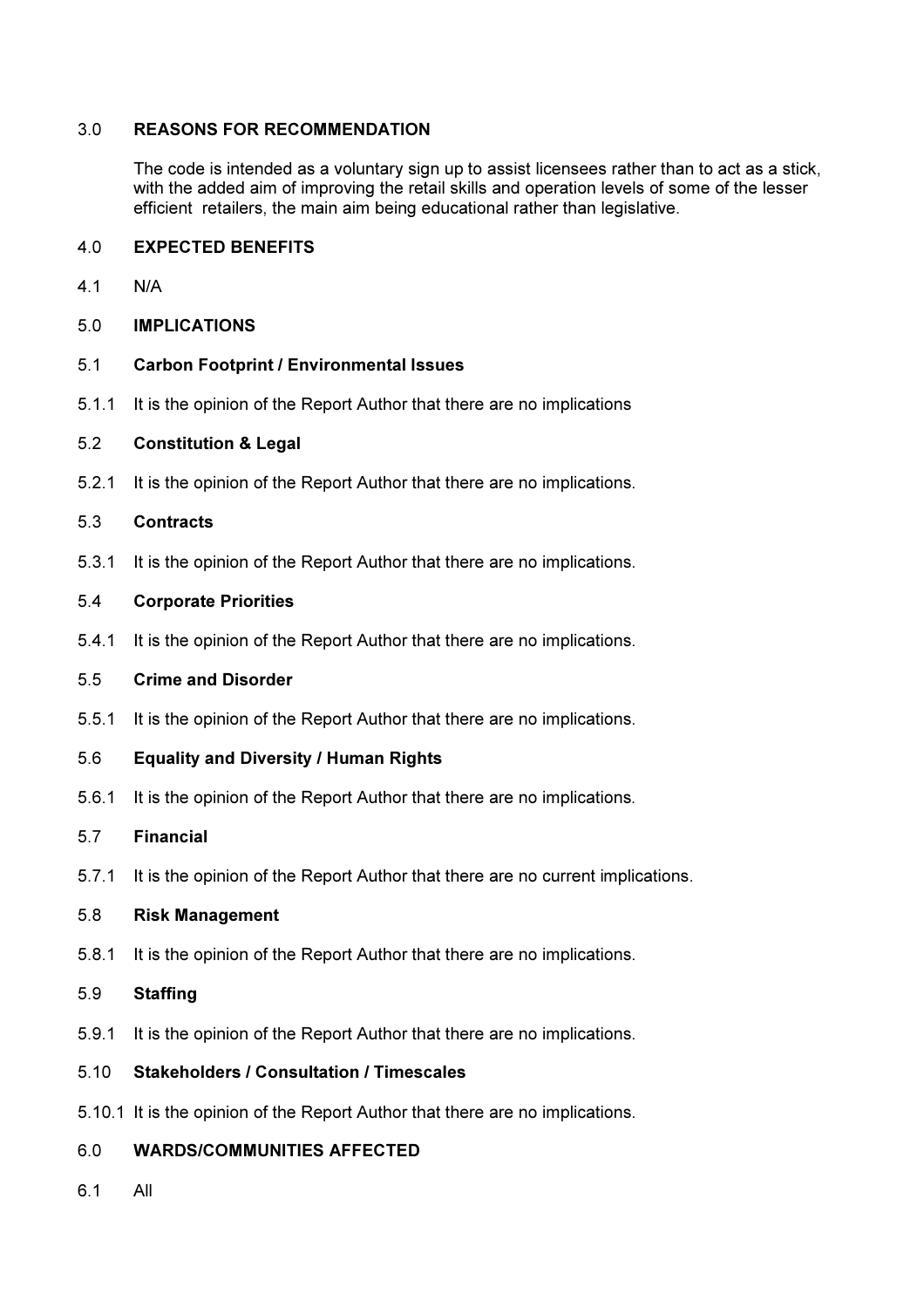## 3.0 REASONS FOR RECOMMENDATION

The code is intended as a voluntary sign up to assist licensees rather than to act as a stick, with the added aim of improving the retail skills and operation levels of some of the lesser efficient retailers, the main aim being educational rather than legislative.

## 4.0 EXPECTED BENEFITS

4.1 N/A

## 5.0 IMPLICATIONS

### 5.1 Carbon Footprint / Environmental Issues

5.1.1 It is the opinion of the Report Author that there are no implications

### 5.2 Constitution & Legal

5.2.1 It is the opinion of the Report Author that there are no implications.

### 5.3 Contracts

5.3.1 It is the opinion of the Report Author that there are no implications.

### 5.4 Corporate Priorities

5.4.1 It is the opinion of the Report Author that there are no implications.

### 5.5 Crime and Disorder

5.5.1 It is the opinion of the Report Author that there are no implications.

### 5.6 Equality and Diversity / Human Rights

5.6.1 It is the opinion of the Report Author that there are no implications.

### 5.7 Financial

5.7.1 It is the opinion of the Report Author that there are no current implications.

### 5.8 Risk Management

5.8.1 It is the opinion of the Report Author that there are no implications.

### 5.9 Staffing

5.9.1 It is the opinion of the Report Author that there are no implications.

### 5.10 Stakeholders / Consultation / Timescales

5.10.1 It is the opinion of the Report Author that there are no implications.

## 6.0 WARDS/COMMUNITIES AFFECTED

6.1 All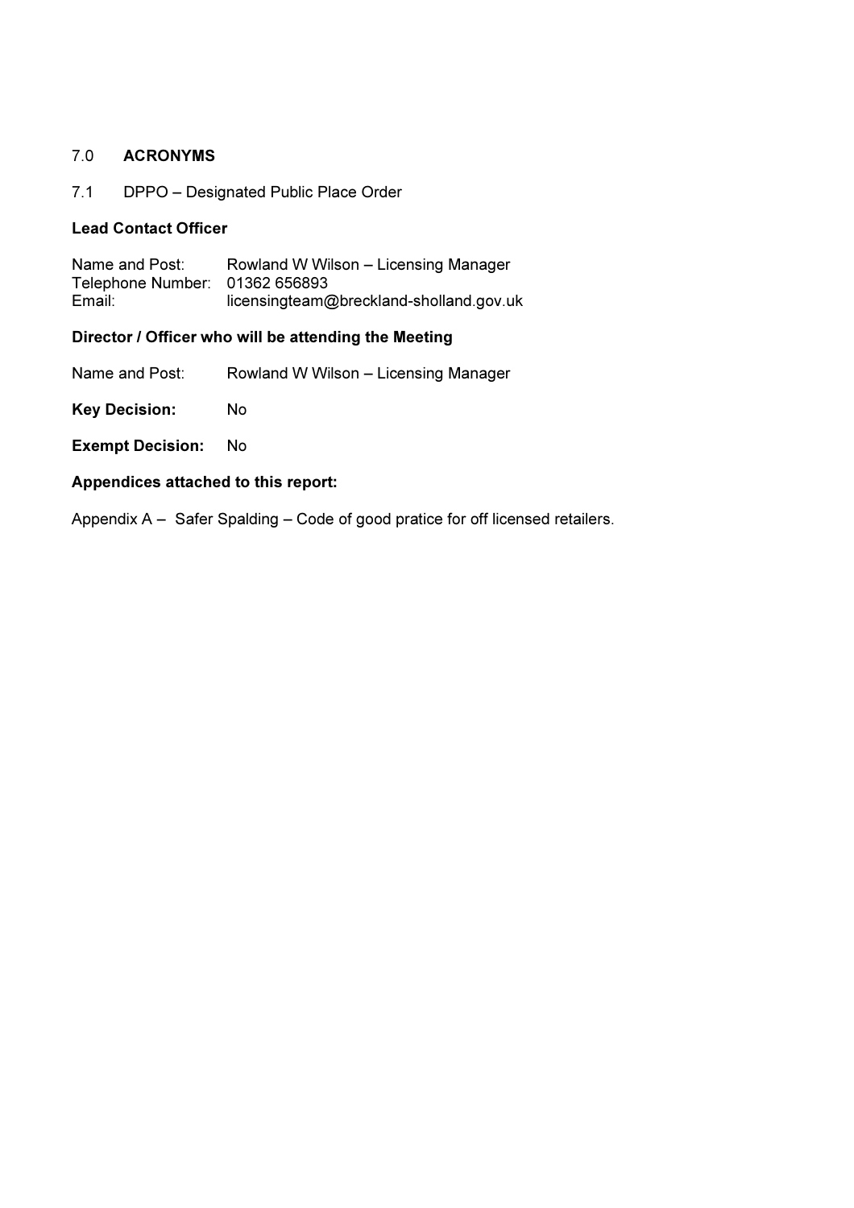7.0 **ACRONYMS**

7.1 DPPO – Designated Public Place Order

**Lead Contact Officer**

Name and Post: Rowland W Wilson – Licensing Manager
Telephone Number: 01362 656893
Email: licensingteam@breckland-sholland.gov.uk

**Director / Officer who will be attending the Meeting**

Name and Post: Rowland W Wilson – Licensing Manager

**Key Decision:** No

**Exempt Decision:** No

**Appendices attached to this report:**

Appendix A – Safer Spalding – Code of good pratice for off licensed retailers.